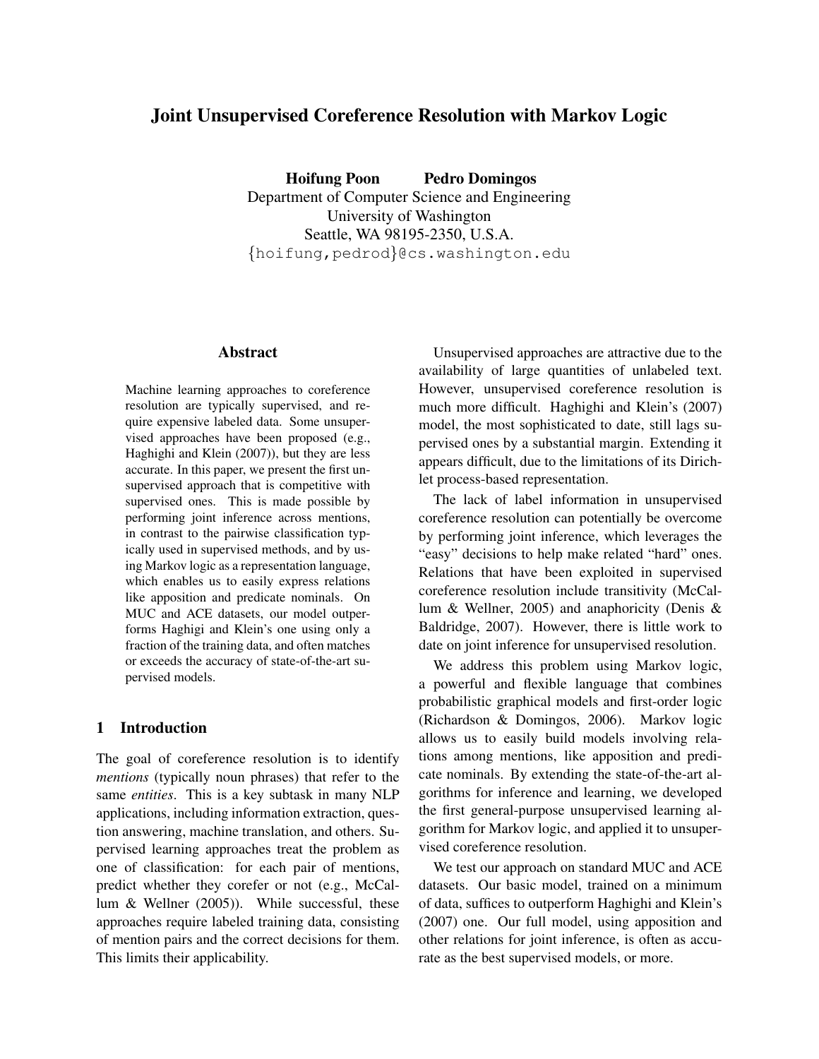# Joint Unsupervised Coreference Resolution with Markov Logic

**Hoifung Poon** **Pedro Domingos**
Department of Computer Science and Engineering
University of Washington
Seattle, WA 98195-2350, U.S.A.
{hoifung,pedrod}@cs.washington.edu

## Abstract

Machine learning approaches to coreference resolution are typically supervised, and require expensive labeled data. Some unsupervised approaches have been proposed (e.g., Haghighi and Klein (2007)), but they are less accurate. In this paper, we present the first unsupervised approach that is competitive with supervised ones. This is made possible by performing joint inference across mentions, in contrast to the pairwise classification typically used in supervised methods, and by using Markov logic as a representation language, which enables us to easily express relations like apposition and predicate nominals. On MUC and ACE datasets, our model outperforms Haghigi and Klein's one using only a fraction of the training data, and often matches or exceeds the accuracy of state-of-the-art supervised models.

## 1 Introduction

The goal of coreference resolution is to identify *mentions* (typically noun phrases) that refer to the same *entities*. This is a key subtask in many NLP applications, including information extraction, question answering, machine translation, and others. Supervised learning approaches treat the problem as one of classification: for each pair of mentions, predict whether they corefer or not (e.g., McCallum & Wellner (2005)). While successful, these approaches require labeled training data, consisting of mention pairs and the correct decisions for them. This limits their applicability.

Unsupervised approaches are attractive due to the availability of large quantities of unlabeled text. However, unsupervised coreference resolution is much more difficult. Haghighi and Klein's (2007) model, the most sophisticated to date, still lags supervised ones by a substantial margin. Extending it appears difficult, due to the limitations of its Dirichlet process-based representation.

The lack of label information in unsupervised coreference resolution can potentially be overcome by performing joint inference, which leverages the "easy" decisions to help make related "hard" ones. Relations that have been exploited in supervised coreference resolution include transitivity (McCallum & Wellner, 2005) and anaphoricity (Denis & Baldridge, 2007). However, there is little work to date on joint inference for unsupervised resolution.

We address this problem using Markov logic, a powerful and flexible language that combines probabilistic graphical models and first-order logic (Richardson & Domingos, 2006). Markov logic allows us to easily build models involving relations among mentions, like apposition and predicate nominals. By extending the state-of-the-art algorithms for inference and learning, we developed the first general-purpose unsupervised learning algorithm for Markov logic, and applied it to unsupervised coreference resolution.

We test our approach on standard MUC and ACE datasets. Our basic model, trained on a minimum of data, suffices to outperform Haghighi and Klein's (2007) one. Our full model, using apposition and other relations for joint inference, is often as accurate as the best supervised models, or more.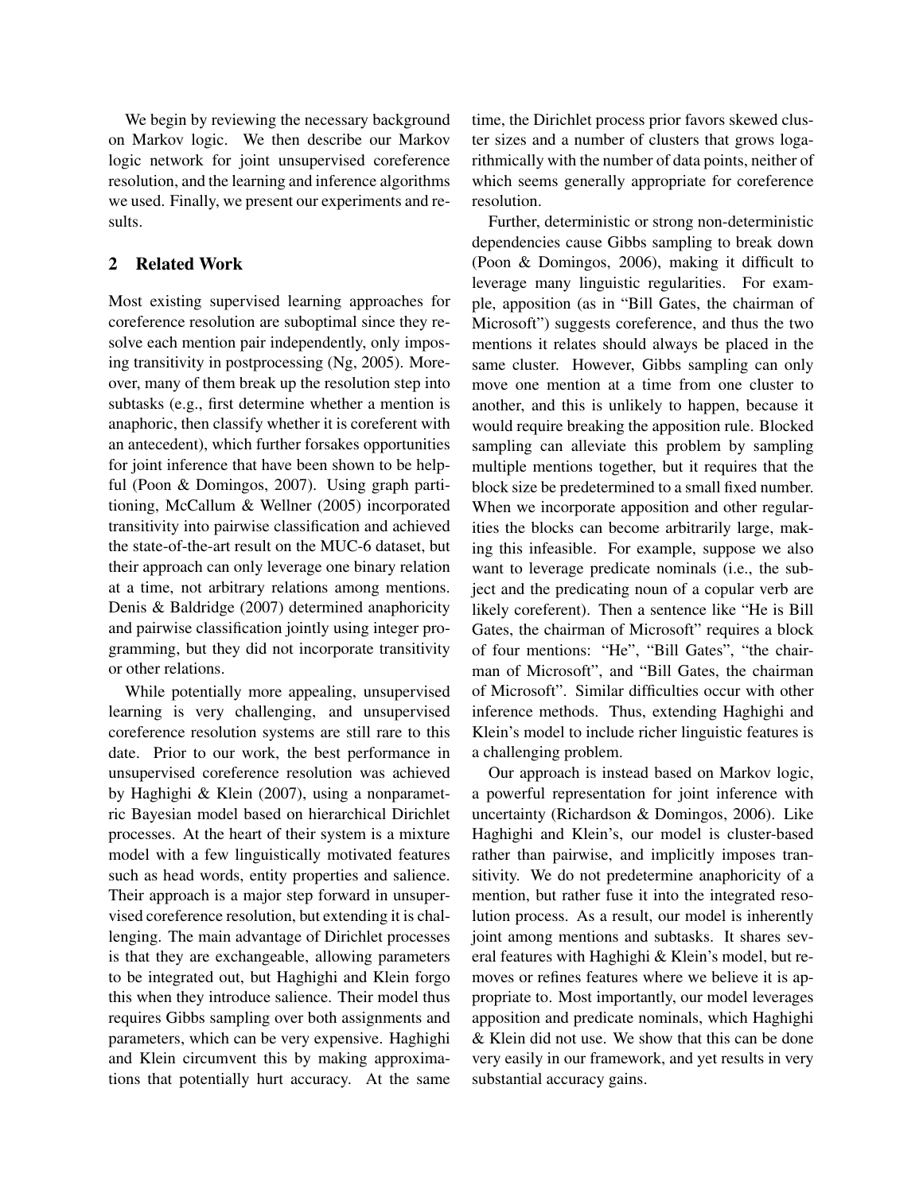We begin by reviewing the necessary background on Markov logic. We then describe our Markov logic network for joint unsupervised coreference resolution, and the learning and inference algorithms we used. Finally, we present our experiments and results.

## 2 Related Work

Most existing supervised learning approaches for coreference resolution are suboptimal since they resolve each mention pair independently, only imposing transitivity in postprocessing (Ng, 2005). Moreover, many of them break up the resolution step into subtasks (e.g., first determine whether a mention is anaphoric, then classify whether it is coreferent with an antecedent), which further forsakes opportunities for joint inference that have been shown to be helpful (Poon & Domingos, 2007). Using graph partitioning, McCallum & Wellner (2005) incorporated transitivity into pairwise classification and achieved the state-of-the-art result on the MUC-6 dataset, but their approach can only leverage one binary relation at a time, not arbitrary relations among mentions. Denis & Baldridge (2007) determined anaphoricity and pairwise classification jointly using integer programming, but they did not incorporate transitivity or other relations.

While potentially more appealing, unsupervised learning is very challenging, and unsupervised coreference resolution systems are still rare to this date. Prior to our work, the best performance in unsupervised coreference resolution was achieved by Haghighi & Klein (2007), using a nonparametric Bayesian model based on hierarchical Dirichlet processes. At the heart of their system is a mixture model with a few linguistically motivated features such as head words, entity properties and salience. Their approach is a major step forward in unsupervised coreference resolution, but extending it is challenging. The main advantage of Dirichlet processes is that they are exchangeable, allowing parameters to be integrated out, but Haghighi and Klein forgo this when they introduce salience. Their model thus requires Gibbs sampling over both assignments and parameters, which can be very expensive. Haghighi and Klein circumvent this by making approximations that potentially hurt accuracy. At the same time, the Dirichlet process prior favors skewed cluster sizes and a number of clusters that grows logarithmically with the number of data points, neither of which seems generally appropriate for coreference resolution.

Further, deterministic or strong non-deterministic dependencies cause Gibbs sampling to break down (Poon & Domingos, 2006), making it difficult to leverage many linguistic regularities. For example, apposition (as in "Bill Gates, the chairman of Microsoft") suggests coreference, and thus the two mentions it relates should always be placed in the same cluster. However, Gibbs sampling can only move one mention at a time from one cluster to another, and this is unlikely to happen, because it would require breaking the apposition rule. Blocked sampling can alleviate this problem by sampling multiple mentions together, but it requires that the block size be predetermined to a small fixed number. When we incorporate apposition and other regularities the blocks can become arbitrarily large, making this infeasible. For example, suppose we also want to leverage predicate nominals (i.e., the subject and the predicating noun of a copular verb are likely coreferent). Then a sentence like "He is Bill Gates, the chairman of Microsoft" requires a block of four mentions: "He", "Bill Gates", "the chairman of Microsoft", and "Bill Gates, the chairman of Microsoft". Similar difficulties occur with other inference methods. Thus, extending Haghighi and Klein's model to include richer linguistic features is a challenging problem.

Our approach is instead based on Markov logic, a powerful representation for joint inference with uncertainty (Richardson & Domingos, 2006). Like Haghighi and Klein's, our model is cluster-based rather than pairwise, and implicitly imposes transitivity. We do not predetermine anaphoricity of a mention, but rather fuse it into the integrated resolution process. As a result, our model is inherently joint among mentions and subtasks. It shares several features with Haghighi & Klein's model, but removes or refines features where we believe it is appropriate to. Most importantly, our model leverages apposition and predicate nominals, which Haghighi & Klein did not use. We show that this can be done very easily in our framework, and yet results in very substantial accuracy gains.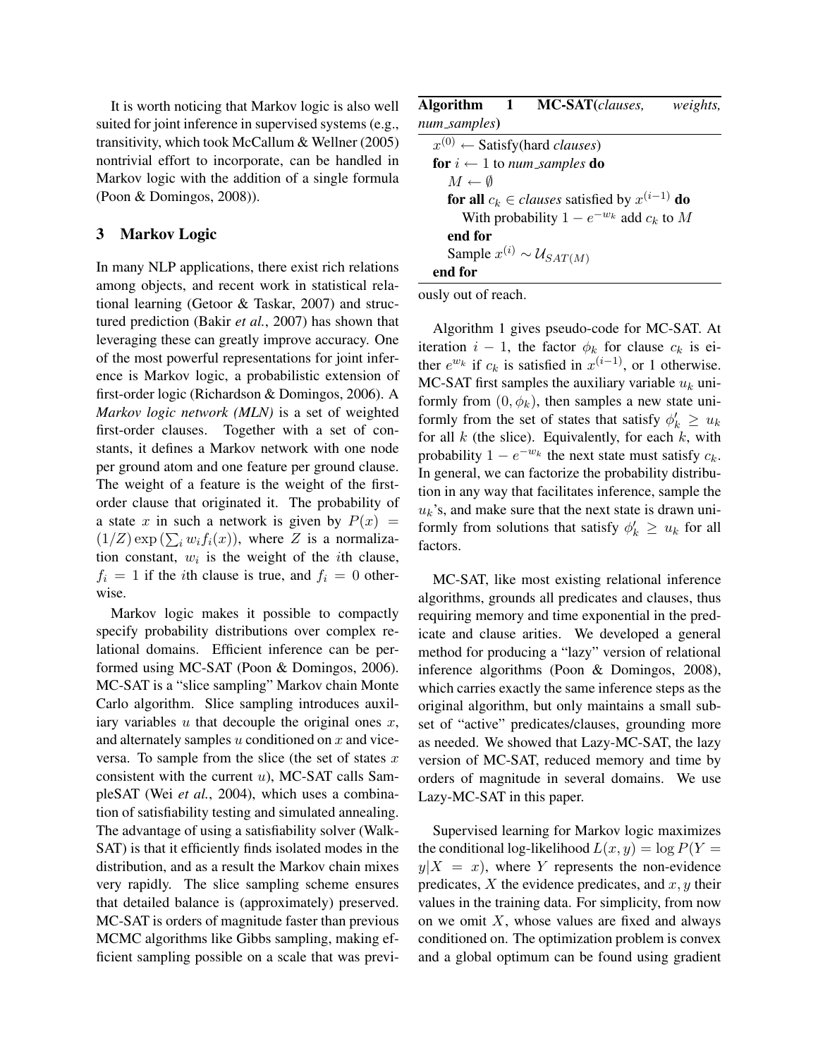It is worth noticing that Markov logic is also well suited for joint inference in supervised systems (e.g., transitivity, which took McCallum & Wellner (2005) nontrivial effort to incorporate, can be handled in Markov logic with the addition of a single formula (Poon & Domingos, 2008)).

## 3 Markov Logic

In many NLP applications, there exist rich relations among objects, and recent work in statistical relational learning (Getoor & Taskar, 2007) and structured prediction (Bakir *et al.*, 2007) has shown that leveraging these can greatly improve accuracy. One of the most powerful representations for joint inference is Markov logic, a probabilistic extension of first-order logic (Richardson & Domingos, 2006). A *Markov logic network (MLN)* is a set of weighted first-order clauses. Together with a set of constants, it defines a Markov network with one node per ground atom and one feature per ground clause. The weight of a feature is the weight of the first-order clause that originated it. The probability of a state $x$ in such a network is given by $P(x) = (1/Z) \exp(\sum_i w_i f_i(x))$, where $Z$ is a normalization constant, $w_i$ is the weight of the $i$th clause, $f_i = 1$ if the $i$th clause is true, and $f_i = 0$ otherwise.

Markov logic makes it possible to compactly specify probability distributions over complex relational domains. Efficient inference can be performed using MC-SAT (Poon & Domingos, 2006). MC-SAT is a "slice sampling" Markov chain Monte Carlo algorithm. Slice sampling introduces auxiliary variables $u$ that decouple the original ones $x$, and alternately samples $u$ conditioned on $x$ and vice-versa. To sample from the slice (the set of states $x$ consistent with the current $u$), MC-SAT calls SampleSAT (Wei *et al.*, 2004), which uses a combination of satisfiability testing and simulated annealing. The advantage of using a satisfiability solver (WalkSAT) is that it efficiently finds isolated modes in the distribution, and as a result the Markov chain mixes very rapidly. The slice sampling scheme ensures that detailed balance is (approximately) preserved. MC-SAT is orders of magnitude faster than previous MCMC algorithms like Gibbs sampling, making efficient sampling possible on a scale that was previously out of reach.

**Algorithm 1** **MC-SAT**(*clauses, weights, num_samples*)

```
x^(0) ← Satisfy(hard clauses)
for i ← 1 to num_samples do
    M ← ∅
    for all c_k ∈ clauses satisfied by x^(i−1) do
        With probability 1 − e^(−w_k) add c_k to M
    end for
    Sample x^(i) ∼ U_SAT(M)
end for
```

Algorithm 1 gives pseudo-code for MC-SAT. At iteration $i-1$, the factor $\phi_k$ for clause $c_k$ is either $e^{w_k}$ if $c_k$ is satisfied in $x^{(i-1)}$, or 1 otherwise. MC-SAT first samples the auxiliary variable $u_k$ uniformly from $(0, \phi_k)$, then samples a new state uniformly from the set of states that satisfy $\phi'_k \geq u_k$ for all $k$ (the slice). Equivalently, for each $k$, with probability $1 - e^{-w_k}$ the next state must satisfy $c_k$. In general, we can factorize the probability distribution in any way that facilitates inference, sample the $u_k$'s, and make sure that the next state is drawn uniformly from solutions that satisfy $\phi'_k \geq u_k$ for all factors.

MC-SAT, like most existing relational inference algorithms, grounds all predicates and clauses, thus requiring memory and time exponential in the predicate and clause arities. We developed a general method for producing a "lazy" version of relational inference algorithms (Poon & Domingos, 2008), which carries exactly the same inference steps as the original algorithm, but only maintains a small subset of "active" predicates/clauses, grounding more as needed. We showed that Lazy-MC-SAT, the lazy version of MC-SAT, reduced memory and time by orders of magnitude in several domains. We use Lazy-MC-SAT in this paper.

Supervised learning for Markov logic maximizes the conditional log-likelihood $L(x, y) = \log P(Y = y|X = x)$, where $Y$ represents the non-evidence predicates, $X$ the evidence predicates, and $x, y$ their values in the training data. For simplicity, from now on we omit $X$, whose values are fixed and always conditioned on. The optimization problem is convex and a global optimum can be found using gradient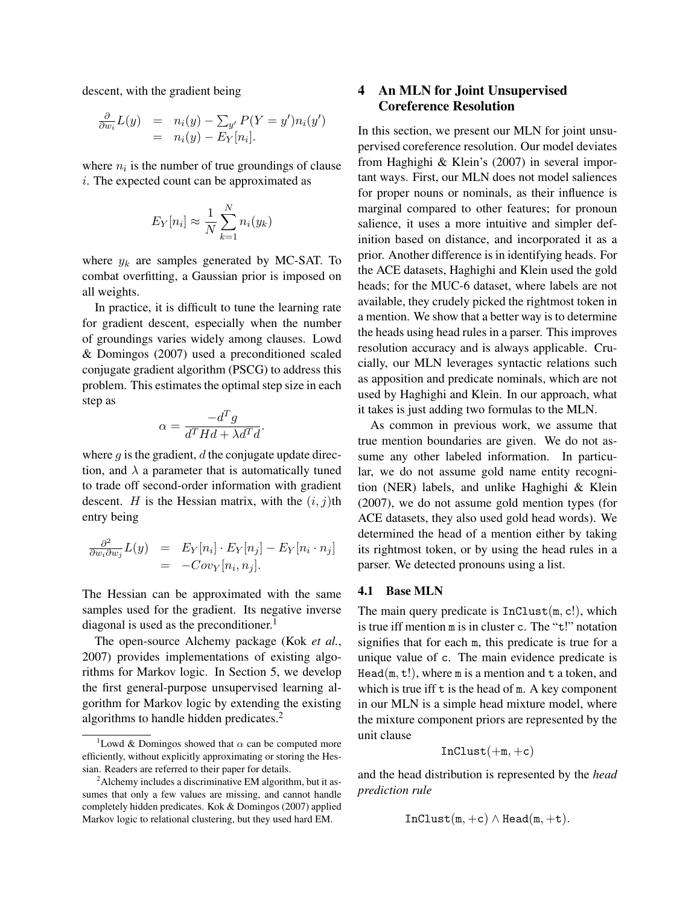descent, with the gradient being

$$\begin{aligned} \frac{\partial}{\partial w_i} L(y) &= n_i(y) - \sum_{y'} P(Y = y') n_i(y') \\ &= n_i(y) - E_Y[n_i]. \end{aligned}$$

where $n_i$ is the number of true groundings of clause $i$. The expected count can be approximated as

$$E_Y[n_i] \approx \frac{1}{N} \sum_{k=1}^{N} n_i(y_k)$$

where $y_k$ are samples generated by MC-SAT. To combat overfitting, a Gaussian prior is imposed on all weights.

In practice, it is difficult to tune the learning rate for gradient descent, especially when the number of groundings varies widely among clauses. Lowd & Domingos (2007) used a preconditioned scaled conjugate gradient algorithm (PSCG) to address this problem. This estimates the optimal step size in each step as

$$\alpha = \frac{-d^T g}{d^T H d + \lambda d^T d}.$$

where $g$ is the gradient, $d$ the conjugate update direction, and $\lambda$ a parameter that is automatically tuned to trade off second-order information with gradient descent. $H$ is the Hessian matrix, with the $(i, j)$th entry being

$$\begin{aligned} \frac{\partial^2}{\partial w_i \partial w_j} L(y) &= E_Y[n_i] \cdot E_Y[n_j] - E_Y[n_i \cdot n_j] \\ &= -Cov_Y[n_i, n_j]. \end{aligned}$$

The Hessian can be approximated with the same samples used for the gradient. Its negative inverse diagonal is used as the preconditioner.[1]

The open-source Alchemy package (Kok *et al.*, 2007) provides implementations of existing algorithms for Markov logic. In Section 5, we develop the first general-purpose unsupervised learning algorithm for Markov logic by extending the existing algorithms to handle hidden predicates.[2]

[1] Lowd & Domingos showed that $\alpha$ can be computed more efficiently, without explicitly approximating or storing the Hessian. Readers are referred to their paper for details.

[2] Alchemy includes a discriminative EM algorithm, but it assumes that only a few values are missing, and cannot handle completely hidden predicates. Kok & Domingos (2007) applied Markov logic to relational clustering, but they used hard EM.

## 4 An MLN for Joint Unsupervised Coreference Resolution

In this section, we present our MLN for joint unsupervised coreference resolution. Our model deviates from Haghighi & Klein's (2007) in several important ways. First, our MLN does not model saliences for proper nouns or nominals, as their influence is marginal compared to other features; for pronoun salience, it uses a more intuitive and simpler definition based on distance, and incorporated it as a prior. Another difference is in identifying heads. For the ACE datasets, Haghighi and Klein used the gold heads; for the MUC-6 dataset, where labels are not available, they crudely picked the rightmost token in a mention. We show that a better way is to determine the heads using head rules in a parser. This improves resolution accuracy and is always applicable. Crucially, our MLN leverages syntactic relations such as apposition and predicate nominals, which are not used by Haghighi and Klein. In our approach, what it takes is just adding two formulas to the MLN.

As common in previous work, we assume that true mention boundaries are given. We do not assume any other labeled information. In particular, we do not assume gold name entity recognition (NER) labels, and unlike Haghighi & Klein (2007), we do not assume gold mention types (for ACE datasets, they also used gold head words). We determined the head of a mention either by taking its rightmost token, or by using the head rules in a parser. We detected pronouns using a list.

### 4.1 Base MLN

The main query predicate is $\texttt{InClust(m, c!)}$, which is true iff mention m is in cluster c. The "t!" notation signifies that for each m, this predicate is true for a unique value of c. The main evidence predicate is $\texttt{Head(m, t!)}$, where m is a mention and t a token, and which is true iff t is the head of m. A key component in our MLN is a simple head mixture model, where the mixture component priors are represented by the unit clause

$$\texttt{InClust}(+\texttt{m}, +\texttt{c})$$

and the head distribution is represented by the *head prediction rule*

$$\texttt{InClust}(\texttt{m}, +\texttt{c}) \wedge \texttt{Head}(\texttt{m}, +\texttt{t}).$$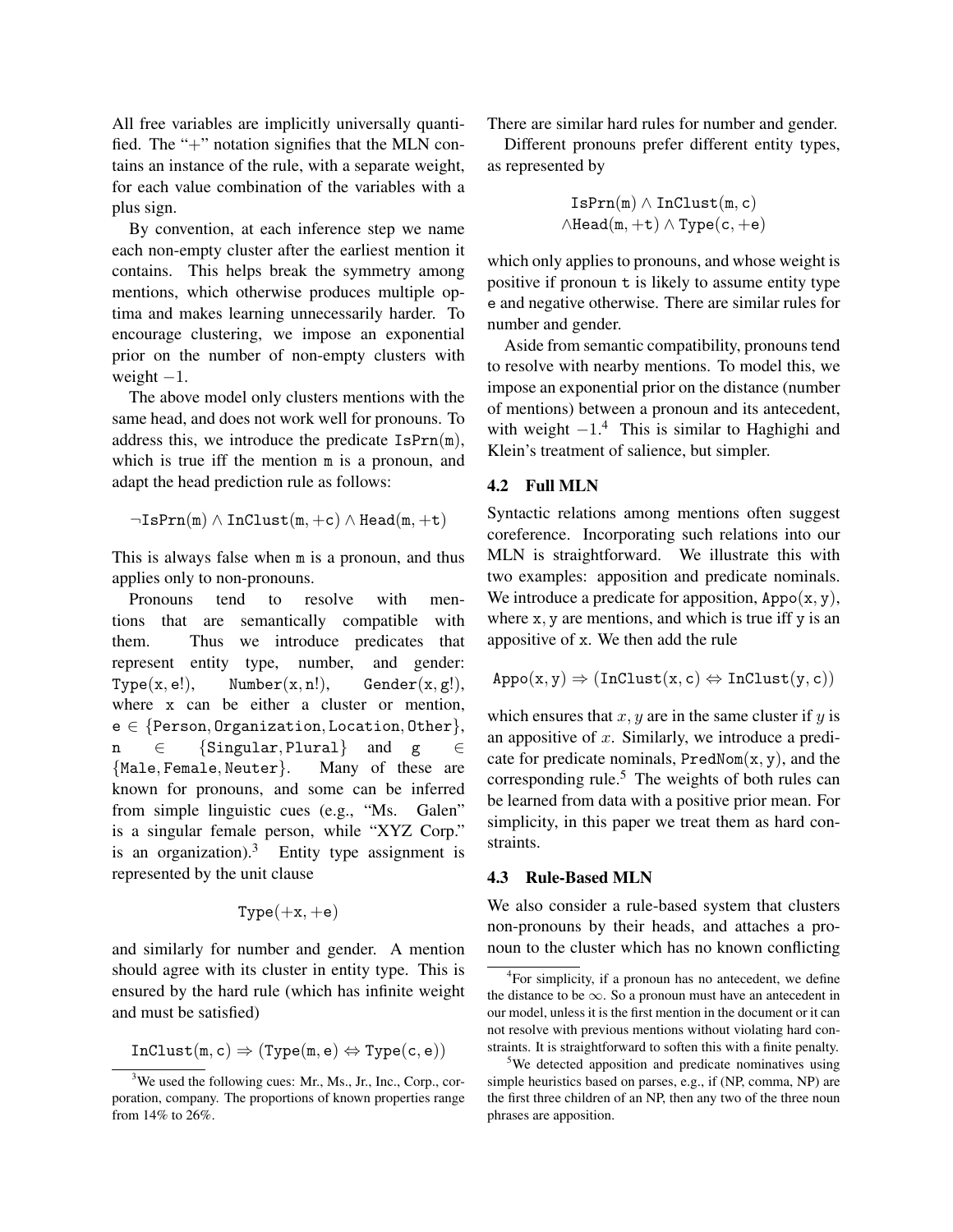All free variables are implicitly universally quantified. The "+" notation signifies that the MLN contains an instance of the rule, with a separate weight, for each value combination of the variables with a plus sign.

By convention, at each inference step we name each non-empty cluster after the earliest mention it contains. This helps break the symmetry among mentions, which otherwise produces multiple optima and makes learning unnecessarily harder. To encourage clustering, we impose an exponential prior on the number of non-empty clusters with weight $-1$.

The above model only clusters mentions with the same head, and does not work well for pronouns. To address this, we introduce the predicate $\texttt{IsPrn(m)}$, which is true iff the mention $\texttt{m}$ is a pronoun, and adapt the head prediction rule as follows:

$$\neg\texttt{IsPrn(m)} \wedge \texttt{InClust(m, +c)} \wedge \texttt{Head(m, +t)}$$

This is always false when $\texttt{m}$ is a pronoun, and thus applies only to non-pronouns.

Pronouns tend to resolve with mentions that are semantically compatible with them. Thus we introduce predicates that represent entity type, number, and gender: $\texttt{Type(x, e!)}$, $\texttt{Number(x, n!)}$, $\texttt{Gender(x, g!)}$, where $\texttt{x}$ can be either a cluster or mention, $\texttt{e} \in \{\texttt{Person}, \texttt{Organization}, \texttt{Location}, \texttt{Other}\}$, $\texttt{n} \in \{\texttt{Singular}, \texttt{Plural}\}$ and $\texttt{g} \in \{\texttt{Male}, \texttt{Female}, \texttt{Neuter}\}$. Many of these are known for pronouns, and some can be inferred from simple linguistic cues (e.g., "Ms. Galen" is a singular female person, while "XYZ Corp." is an organization).[3] Entity type assignment is represented by the unit clause

$$\texttt{Type(+x, +e)}$$

and similarly for number and gender. A mention should agree with its cluster in entity type. This is ensured by the hard rule (which has infinite weight and must be satisfied)

$$\texttt{InClust(m, c)} \Rightarrow (\texttt{Type(m, e)} \Leftrightarrow \texttt{Type(c, e)})$$

There are similar hard rules for number and gender.

Different pronouns prefer different entity types, as represented by

$$\texttt{IsPrn(m)} \wedge \texttt{InClust(m, c)}$$
$$\wedge \texttt{Head(m, +t)} \wedge \texttt{Type(c, +e)}$$

which only applies to pronouns, and whose weight is positive if pronoun $\texttt{t}$ is likely to assume entity type $\texttt{e}$ and negative otherwise. There are similar rules for number and gender.

Aside from semantic compatibility, pronouns tend to resolve with nearby mentions. To model this, we impose an exponential prior on the distance (number of mentions) between a pronoun and its antecedent, with weight $-1$.[4] This is similar to Haghighi and Klein's treatment of salience, but simpler.

### 4.2 Full MLN

Syntactic relations among mentions often suggest coreference. Incorporating such relations into our MLN is straightforward. We illustrate this with two examples: apposition and predicate nominals. We introduce a predicate for apposition, $\texttt{Appo(x, y)}$, where $\texttt{x, y}$ are mentions, and which is true iff $\texttt{y}$ is an appositive of $\texttt{x}$. We then add the rule

$$\texttt{Appo(x, y)} \Rightarrow (\texttt{InClust(x, c)} \Leftrightarrow \texttt{InClust(y, c)})$$

which ensures that $x, y$ are in the same cluster if $y$ is an appositive of $x$. Similarly, we introduce a predicate for predicate nominals, $\texttt{PredNom(x, y)}$, and the corresponding rule.[5] The weights of both rules can be learned from data with a positive prior mean. For simplicity, in this paper we treat them as hard constraints.

### 4.3 Rule-Based MLN

We also consider a rule-based system that clusters non-pronouns by their heads, and attaches a pronoun to the cluster which has no known conflicting

---

[3] We used the following cues: Mr., Ms., Jr., Inc., Corp., corporation, company. The proportions of known properties range from 14% to 26%.

[4] For simplicity, if a pronoun has no antecedent, we define the distance to be $\infty$. So a pronoun must have an antecedent in our model, unless it is the first mention in the document or it can not resolve with previous mentions without violating hard constraints. It is straightforward to soften this with a finite penalty.

[5] We detected apposition and predicate nominatives using simple heuristics based on parses, e.g., if (NP, comma, NP) are the first three children of an NP, then any two of the three noun phrases are apposition.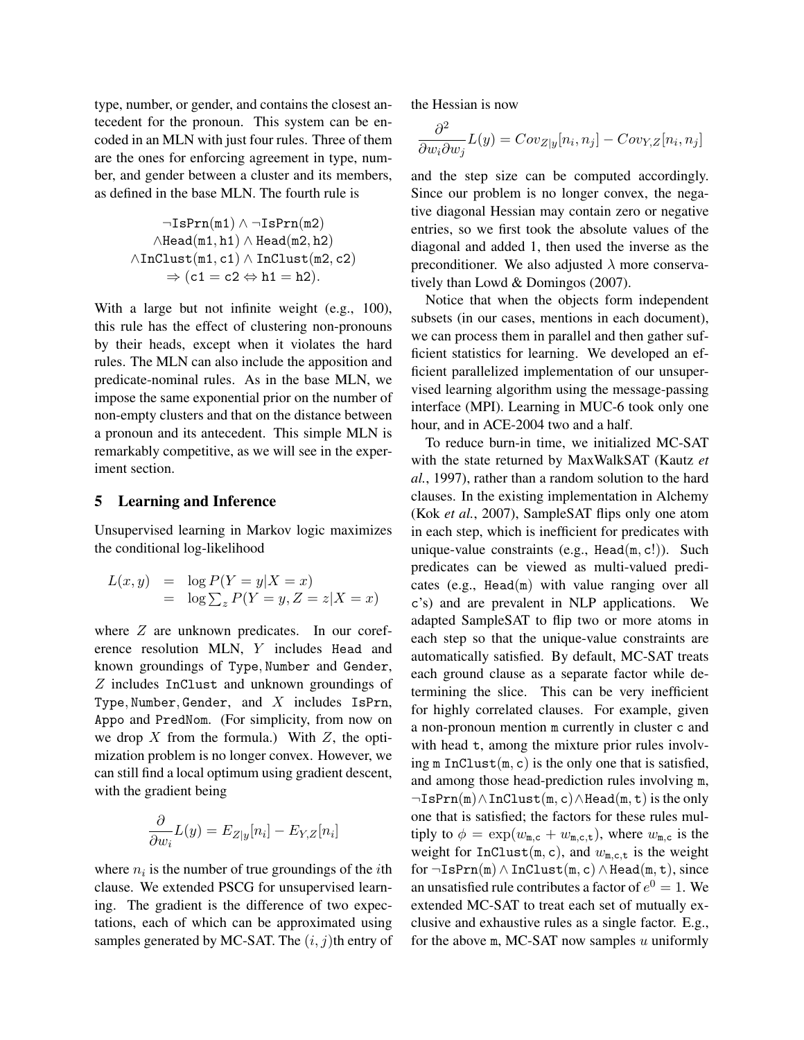type, number, or gender, and contains the closest antecedent for the pronoun. This system can be encoded in an MLN with just four rules. Three of them are the ones for enforcing agreement in type, number, and gender between a cluster and its members, as defined in the base MLN. The fourth rule is

$$\begin{gathered} \neg\texttt{IsPrn}(\texttt{m1}) \wedge \neg\texttt{IsPrn}(\texttt{m2}) \\ \wedge\texttt{Head}(\texttt{m1},\texttt{h1}) \wedge \texttt{Head}(\texttt{m2},\texttt{h2}) \\ \wedge\texttt{InClust}(\texttt{m1},\texttt{c1}) \wedge \texttt{InClust}(\texttt{m2},\texttt{c2}) \\ \Rightarrow (\texttt{c1} = \texttt{c2} \Leftrightarrow \texttt{h1} = \texttt{h2}). \end{gathered}$$

With a large but not infinite weight (e.g., 100), this rule has the effect of clustering non-pronouns by their heads, except when it violates the hard rules. The MLN can also include the apposition and predicate-nominal rules. As in the base MLN, we impose the same exponential prior on the number of non-empty clusters and that on the distance between a pronoun and its antecedent. This simple MLN is remarkably competitive, as we will see in the experiment section.

## 5 Learning and Inference

Unsupervised learning in Markov logic maximizes the conditional log-likelihood

$$\begin{aligned} L(x, y) &= \log P(Y = y | X = x) \\ &= \log \textstyle\sum_z P(Y = y, Z = z | X = x) \end{aligned}$$

where $Z$ are unknown predicates. In our coreference resolution MLN, $Y$ includes Head and known groundings of Type, Number and Gender, $Z$ includes InClust and unknown groundings of Type, Number, Gender, and $X$ includes IsPrn, Appo and PredNom. (For simplicity, from now on we drop $X$ from the formula.) With $Z$, the optimization problem is no longer convex. However, we can still find a local optimum using gradient descent, with the gradient being

$$\frac{\partial}{\partial w_i} L(y) = E_{Z|y}[n_i] - E_{Y,Z}[n_i]$$

where $n_i$ is the number of true groundings of the $i$th clause. We extended PSCG for unsupervised learning. The gradient is the difference of two expectations, each of which can be approximated using samples generated by MC-SAT. The $(i, j)$th entry of the Hessian is now

$$\frac{\partial^2}{\partial w_i \partial w_j} L(y) = Cov_{Z|y}[n_i, n_j] - Cov_{Y,Z}[n_i, n_j]$$

and the step size can be computed accordingly. Since our problem is no longer convex, the negative diagonal Hessian may contain zero or negative entries, so we first took the absolute values of the diagonal and added 1, then used the inverse as the preconditioner. We also adjusted $\lambda$ more conservatively than Lowd & Domingos (2007).

Notice that when the objects form independent subsets (in our cases, mentions in each document), we can process them in parallel and then gather sufficient statistics for learning. We developed an efficient parallelized implementation of our unsupervised learning algorithm using the message-passing interface (MPI). Learning in MUC-6 took only one hour, and in ACE-2004 two and a half.

To reduce burn-in time, we initialized MC-SAT with the state returned by MaxWalkSAT (Kautz *et al.*, 1997), rather than a random solution to the hard clauses. In the existing implementation in Alchemy (Kok *et al.*, 2007), SampleSAT flips only one atom in each step, which is inefficient for predicates with unique-value constraints (e.g., Head(m, c!)). Such predicates can be viewed as multi-valued predicates (e.g., Head(m) with value ranging over all c's) and are prevalent in NLP applications. We adapted SampleSAT to flip two or more atoms in each step so that the unique-value constraints are automatically satisfied. By default, MC-SAT treats each ground clause as a separate factor while determining the slice. This can be very inefficient for highly correlated clauses. For example, given a non-pronoun mention m currently in cluster c and with head t, among the mixture prior rules involving m InClust(m, c) is the only one that is satisfied, and among those head-prediction rules involving m, $\neg$IsPrn(m)$\wedge$InClust(m, c)$\wedge$Head(m, t) is the only one that is satisfied; the factors for these rules multiply to $\phi = \exp(w_{\texttt{m,c}} + w_{\texttt{m,c,t}})$, where $w_{\texttt{m,c}}$ is the weight for InClust(m, c), and $w_{\texttt{m,c,t}}$ is the weight for $\neg$IsPrn(m) $\wedge$ InClust(m, c) $\wedge$ Head(m, t), since an unsatisfied rule contributes a factor of $e^0 = 1$. We extended MC-SAT to treat each set of mutually exclusive and exhaustive rules as a single factor. E.g., for the above m, MC-SAT now samples $u$ uniformly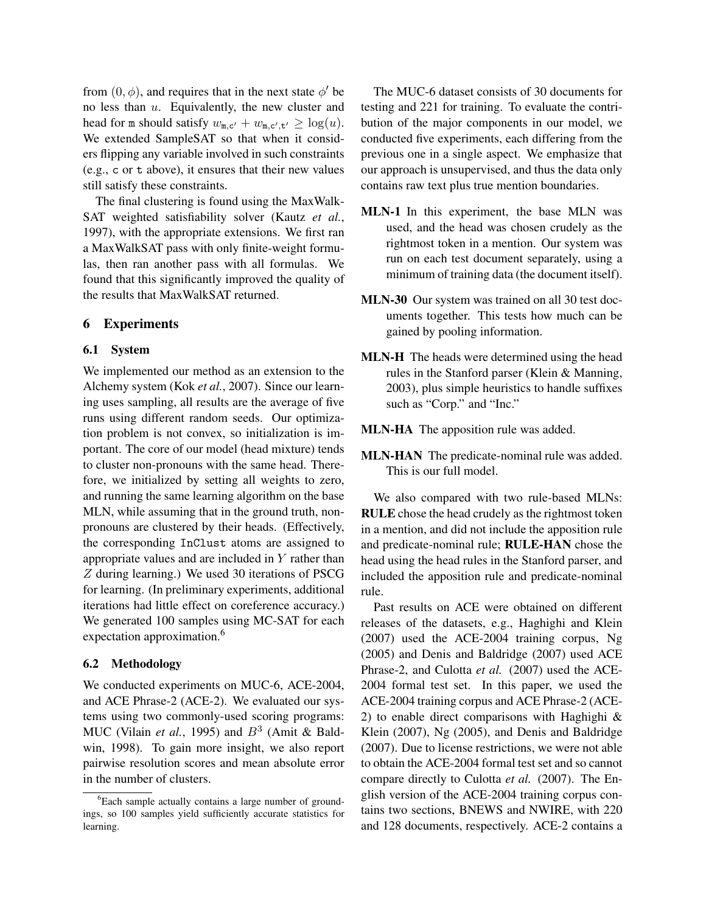from $(0, \phi)$, and requires that in the next state $\phi'$ be no less than $u$. Equivalently, the new cluster and head for $\mathtt{m}$ should satisfy $w_{\mathtt{m},\mathtt{c}'} + w_{\mathtt{m},\mathtt{c}',\mathtt{t}'} \geq \log(u)$. We extended SampleSAT so that when it considers flipping any variable involved in such constraints (e.g., c or t above), it ensures that their new values still satisfy these constraints.

The final clustering is found using the MaxWalkSAT weighted satisfiability solver (Kautz *et al.*, 1997), with the appropriate extensions. We first ran a MaxWalkSAT pass with only finite-weight formulas, then ran another pass with all formulas. We found that this significantly improved the quality of the results that MaxWalkSAT returned.

## 6 Experiments

### 6.1 System

We implemented our method as an extension to the Alchemy system (Kok *et al.*, 2007). Since our learning uses sampling, all results are the average of five runs using different random seeds. Our optimization problem is not convex, so initialization is important. The core of our model (head mixture) tends to cluster non-pronouns with the same head. Therefore, we initialized by setting all weights to zero, and running the same learning algorithm on the base MLN, while assuming that in the ground truth, non-pronouns are clustered by their heads. (Effectively, the corresponding `InClust` atoms are assigned to appropriate values and are included in $Y$ rather than $Z$ during learning.) We used 30 iterations of PSCG for learning. (In preliminary experiments, additional iterations had little effect on coreference accuracy.) We generated 100 samples using MC-SAT for each expectation approximation.[6]

### 6.2 Methodology

We conducted experiments on MUC-6, ACE-2004, and ACE Phrase-2 (ACE-2). We evaluated our systems using two commonly-used scoring programs: MUC (Vilain *et al.*, 1995) and $B^3$ (Amit & Baldwin, 1998). To gain more insight, we also report pairwise resolution scores and mean absolute error in the number of clusters.

[6] Each sample actually contains a large number of groundings, so 100 samples yield sufficiently accurate statistics for learning.

The MUC-6 dataset consists of 30 documents for testing and 221 for training. To evaluate the contribution of the major components in our model, we conducted five experiments, each differing from the previous one in a single aspect. We emphasize that our approach is unsupervised, and thus the data only contains raw text plus true mention boundaries.

**MLN-1** In this experiment, the base MLN was used, and the head was chosen crudely as the rightmost token in a mention. Our system was run on each test document separately, using a minimum of training data (the document itself).

**MLN-30** Our system was trained on all 30 test documents together. This tests how much can be gained by pooling information.

**MLN-H** The heads were determined using the head rules in the Stanford parser (Klein & Manning, 2003), plus simple heuristics to handle suffixes such as "Corp." and "Inc."

**MLN-HA** The apposition rule was added.

**MLN-HAN** The predicate-nominal rule was added. This is our full model.

We also compared with two rule-based MLNs: **RULE** chose the head crudely as the rightmost token in a mention, and did not include the apposition rule and predicate-nominal rule; **RULE-HAN** chose the head using the head rules in the Stanford parser, and included the apposition rule and predicate-nominal rule.

Past results on ACE were obtained on different releases of the datasets, e.g., Haghighi and Klein (2007) used the ACE-2004 training corpus, Ng (2005) and Denis and Baldridge (2007) used ACE Phrase-2, and Culotta *et al.* (2007) used the ACE-2004 formal test set. In this paper, we used the ACE-2004 training corpus and ACE Phrase-2 (ACE-2) to enable direct comparisons with Haghighi & Klein (2007), Ng (2005), and Denis and Baldridge (2007). Due to license restrictions, we were not able to obtain the ACE-2004 formal test set and so cannot compare directly to Culotta *et al.* (2007). The English version of the ACE-2004 training corpus contains two sections, BNEWS and NWIRE, with 220 and 128 documents, respectively. ACE-2 contains a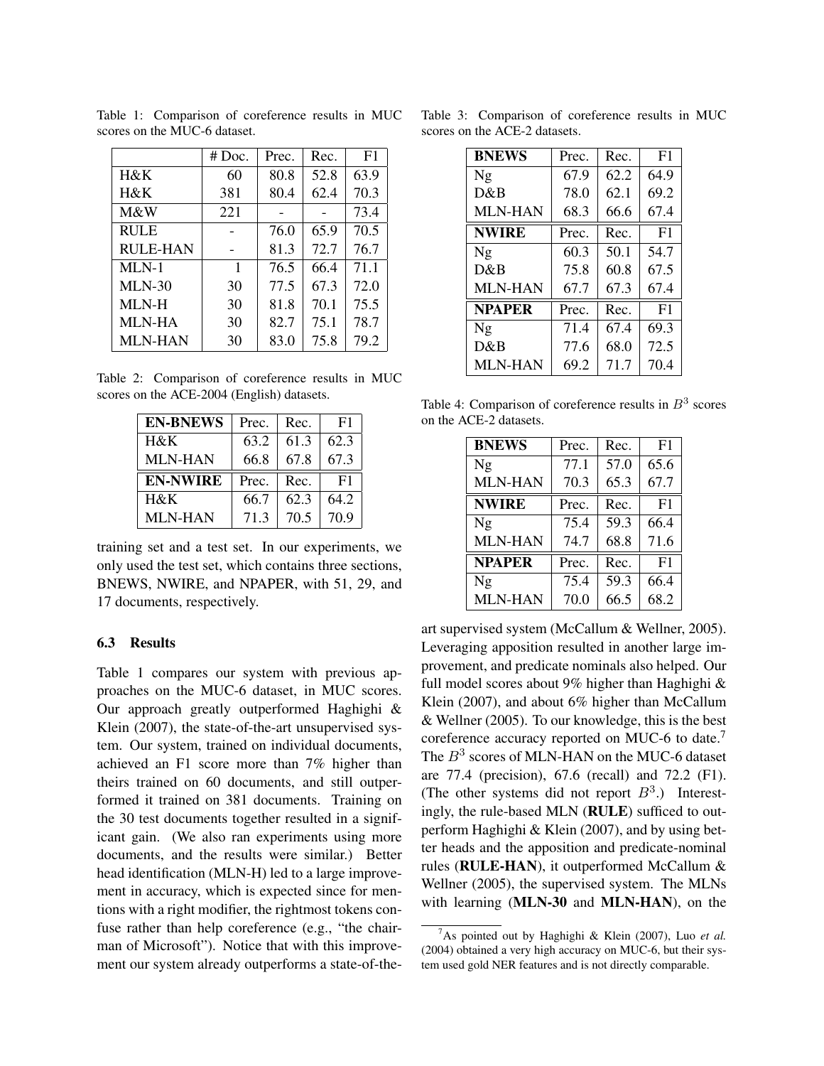Table 1: Comparison of coreference results in MUC scores on the MUC-6 dataset.

| | # Doc. | Prec. | Rec. | F1 |
|---|---|---|---|---|
| H&K | 60 | 80.8 | 52.8 | 63.9 |
| H&K | 381 | 80.4 | 62.4 | 70.3 |
| M&W | 221 | - | - | 73.4 |
| RULE | - | 76.0 | 65.9 | 70.5 |
| RULE-HAN | - | 81.3 | 72.7 | 76.7 |
| MLN-1 | 1 | 76.5 | 66.4 | 71.1 |
| MLN-30 | 30 | 77.5 | 67.3 | 72.0 |
| MLN-H | 30 | 81.8 | 70.1 | 75.5 |
| MLN-HA | 30 | 82.7 | 75.1 | 78.7 |
| MLN-HAN | 30 | 83.0 | 75.8 | 79.2 |

Table 2: Comparison of coreference results in MUC scores on the ACE-2004 (English) datasets.

| **EN-BNEWS** | Prec. | Rec. | F1 |
|---|---|---|---|
| H&K | 63.2 | 61.3 | 62.3 |
| MLN-HAN | 66.8 | 67.8 | 67.3 |
| **EN-NWIRE** | Prec. | Rec. | F1 |
| H&K | 66.7 | 62.3 | 64.2 |
| MLN-HAN | 71.3 | 70.5 | 70.9 |

training set and a test set. In our experiments, we only used the test set, which contains three sections, BNEWS, NWIRE, and NPAPER, with 51, 29, and 17 documents, respectively.

### 6.3 Results

Table 1 compares our system with previous approaches on the MUC-6 dataset, in MUC scores. Our approach greatly outperformed Haghighi & Klein (2007), the state-of-the-art unsupervised system. Our system, trained on individual documents, achieved an F1 score more than 7% higher than theirs trained on 60 documents, and still outperformed it trained on 381 documents. Training on the 30 test documents together resulted in a significant gain. (We also ran experiments using more documents, and the results were similar.) Better head identification (MLN-H) led to a large improvement in accuracy, which is expected since for mentions with a right modifier, the rightmost tokens confuse rather than help coreference (e.g., "the chairman of Microsoft"). Notice that with this improvement our system already outperforms a state-of-the-art supervised system (McCallum & Wellner, 2005). Leveraging apposition resulted in another large improvement, and predicate nominals also helped. Our full model scores about 9% higher than Haghighi & Klein (2007), and about 6% higher than McCallum & Wellner (2005). To our knowledge, this is the best coreference accuracy reported on MUC-6 to date.[7] The $B^3$ scores of MLN-HAN on the MUC-6 dataset are 77.4 (precision), 67.6 (recall) and 72.2 (F1). (The other systems did not report $B^3$.) Interestingly, the rule-based MLN (**RULE**) sufficed to outperform Haghighi & Klein (2007), and by using better heads and the apposition and predicate-nominal rules (**RULE-HAN**), it outperformed McCallum & Wellner (2005), the supervised system. The MLNs with learning (**MLN-30** and **MLN-HAN**), on the

Table 3: Comparison of coreference results in MUC scores on the ACE-2 datasets.

| **BNEWS** | Prec. | Rec. | F1 |
|---|---|---|---|
| Ng | 67.9 | 62.2 | 64.9 |
| D&B | 78.0 | 62.1 | 69.2 |
| MLN-HAN | 68.3 | 66.6 | 67.4 |
| **NWIRE** | Prec. | Rec. | F1 |
| Ng | 60.3 | 50.1 | 54.7 |
| D&B | 75.8 | 60.8 | 67.5 |
| MLN-HAN | 67.7 | 67.3 | 67.4 |
| **NPAPER** | Prec. | Rec. | F1 |
| Ng | 71.4 | 67.4 | 69.3 |
| D&B | 77.6 | 68.0 | 72.5 |
| MLN-HAN | 69.2 | 71.7 | 70.4 |

Table 4: Comparison of coreference results in $B^3$ scores on the ACE-2 datasets.

| **BNEWS** | Prec. | Rec. | F1 |
|---|---|---|---|
| Ng | 77.1 | 57.0 | 65.6 |
| MLN-HAN | 70.3 | 65.3 | 67.7 |
| **NWIRE** | Prec. | Rec. | F1 |
| Ng | 75.4 | 59.3 | 66.4 |
| MLN-HAN | 74.7 | 68.8 | 71.6 |
| **NPAPER** | Prec. | Rec. | F1 |
| Ng | 75.4 | 59.3 | 66.4 |
| MLN-HAN | 70.0 | 66.5 | 68.2 |

[7] As pointed out by Haghighi & Klein (2007), Luo *et al.* (2004) obtained a very high accuracy on MUC-6, but their system used gold NER features and is not directly comparable.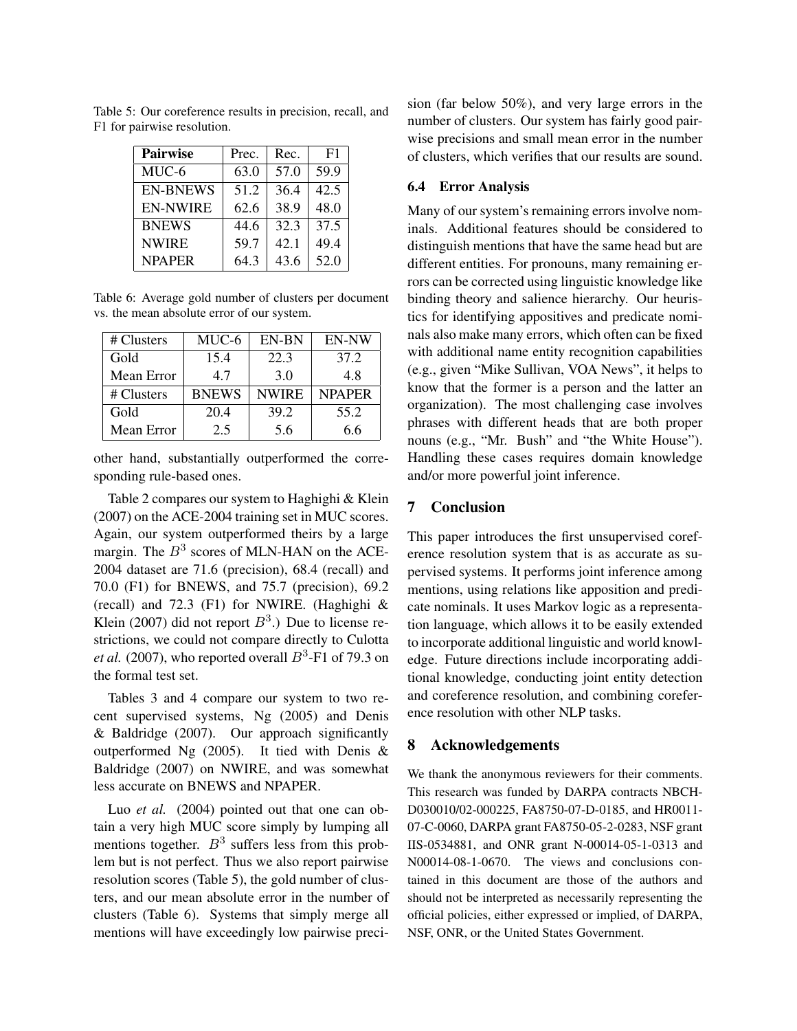Table 5: Our coreference results in precision, recall, and F1 for pairwise resolution.

| Pairwise | Prec. | Rec. | F1 |
| --- | --- | --- | --- |
| MUC-6 | 63.0 | 57.0 | 59.9 |
| EN-BNEWS | 51.2 | 36.4 | 42.5 |
| EN-NWIRE | 62.6 | 38.9 | 48.0 |
| BNEWS | 44.6 | 32.3 | 37.5 |
| NWIRE | 59.7 | 42.1 | 49.4 |
| NPAPER | 64.3 | 43.6 | 52.0 |

Table 6: Average gold number of clusters per document vs. the mean absolute error of our system.

| # Clusters | MUC-6 | EN-BN | EN-NW |
| --- | --- | --- | --- |
| Gold | 15.4 | 22.3 | 37.2 |
| Mean Error | 4.7 | 3.0 | 4.8 |
| # Clusters | BNEWS | NWIRE | NPAPER |
| Gold | 20.4 | 39.2 | 55.2 |
| Mean Error | 2.5 | 5.6 | 6.6 |

other hand, substantially outperformed the corresponding rule-based ones.

Table 2 compares our system to Haghighi & Klein (2007) on the ACE-2004 training set in MUC scores. Again, our system outperformed theirs by a large margin. The $B^3$ scores of MLN-HAN on the ACE-2004 dataset are 71.6 (precision), 68.4 (recall) and 70.0 (F1) for BNEWS, and 75.7 (precision), 69.2 (recall) and 72.3 (F1) for NWIRE. (Haghighi & Klein (2007) did not report $B^3$.) Due to license restrictions, we could not compare directly to Culotta *et al.* (2007), who reported overall $B^3$-F1 of 79.3 on the formal test set.

Tables 3 and 4 compare our system to two recent supervised systems, Ng (2005) and Denis & Baldridge (2007). Our approach significantly outperformed Ng (2005). It tied with Denis & Baldridge (2007) on NWIRE, and was somewhat less accurate on BNEWS and NPAPER.

Luo *et al.* (2004) pointed out that one can obtain a very high MUC score simply by lumping all mentions together. $B^3$ suffers less from this problem but is not perfect. Thus we also report pairwise resolution scores (Table 5), the gold number of clusters, and our mean absolute error in the number of clusters (Table 6). Systems that simply merge all mentions will have exceedingly low pairwise precision (far below 50%), and very large errors in the number of clusters. Our system has fairly good pairwise precisions and small mean error in the number of clusters, which verifies that our results are sound.

### 6.4 Error Analysis

Many of our system's remaining errors involve nominals. Additional features should be considered to distinguish mentions that have the same head but are different entities. For pronouns, many remaining errors can be corrected using linguistic knowledge like binding theory and salience hierarchy. Our heuristics for identifying appositives and predicate nominals also make many errors, which often can be fixed with additional name entity recognition capabilities (e.g., given "Mike Sullivan, VOA News", it helps to know that the former is a person and the latter an organization). The most challenging case involves phrases with different heads that are both proper nouns (e.g., "Mr. Bush" and "the White House"). Handling these cases requires domain knowledge and/or more powerful joint inference.

## 7 Conclusion

This paper introduces the first unsupervised coreference resolution system that is as accurate as supervised systems. It performs joint inference among mentions, using relations like apposition and predicate nominals. It uses Markov logic as a representation language, which allows it to be easily extended to incorporate additional linguistic and world knowledge. Future directions include incorporating additional knowledge, conducting joint entity detection and coreference resolution, and combining coreference resolution with other NLP tasks.

## 8 Acknowledgements

We thank the anonymous reviewers for their comments. This research was funded by DARPA contracts NBCH-D030010/02-000225, FA8750-07-D-0185, and HR0011-07-C-0060, DARPA grant FA8750-05-2-0283, NSF grant IIS-0534881, and ONR grant N-00014-05-1-0313 and N00014-08-1-0670. The views and conclusions contained in this document are those of the authors and should not be interpreted as necessarily representing the official policies, either expressed or implied, of DARPA, NSF, ONR, or the United States Government.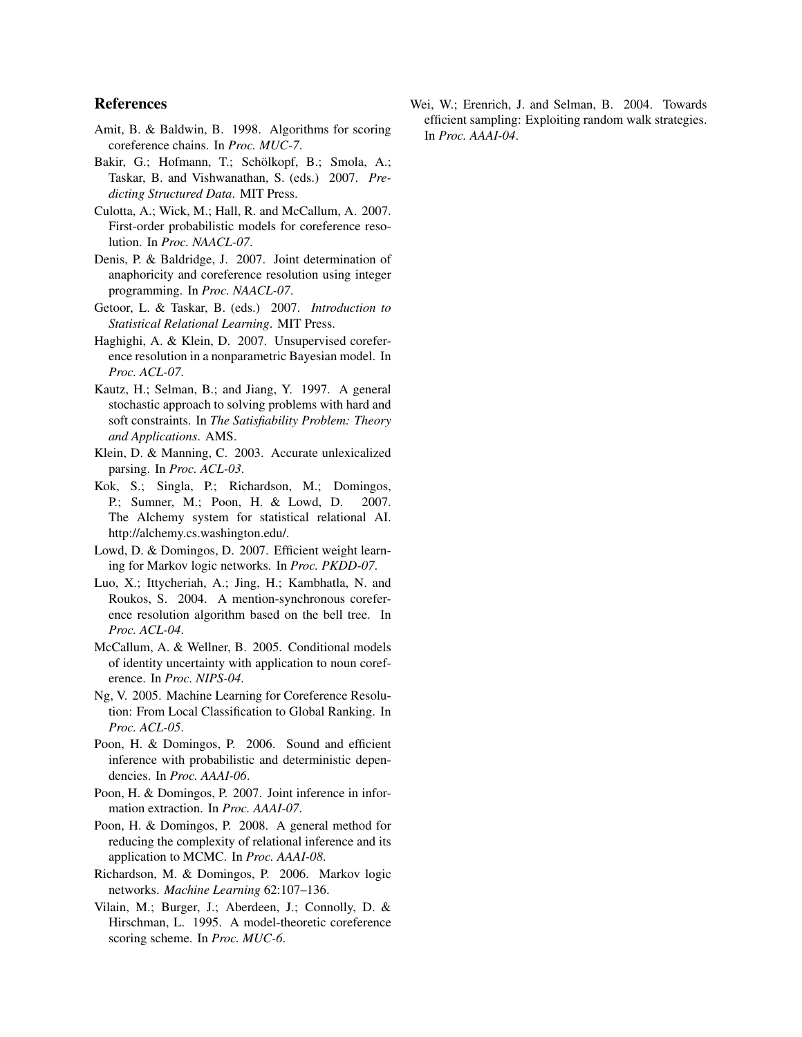## References

Amit, B. & Baldwin, B. 1998. Algorithms for scoring coreference chains. In *Proc. MUC-7*.

Bakir, G.; Hofmann, T.; Schölkopf, B.; Smola, A.; Taskar, B. and Vishwanathan, S. (eds.) 2007. *Predicting Structured Data*. MIT Press.

Culotta, A.; Wick, M.; Hall, R. and McCallum, A. 2007. First-order probabilistic models for coreference resolution. In *Proc. NAACL-07*.

Denis, P. & Baldridge, J. 2007. Joint determination of anaphoricity and coreference resolution using integer programming. In *Proc. NAACL-07*.

Getoor, L. & Taskar, B. (eds.) 2007. *Introduction to Statistical Relational Learning*. MIT Press.

Haghighi, A. & Klein, D. 2007. Unsupervised coreference resolution in a nonparametric Bayesian model. In *Proc. ACL-07*.

Kautz, H.; Selman, B.; and Jiang, Y. 1997. A general stochastic approach to solving problems with hard and soft constraints. In *The Satisfiability Problem: Theory and Applications*. AMS.

Klein, D. & Manning, C. 2003. Accurate unlexicalized parsing. In *Proc. ACL-03*.

Kok, S.; Singla, P.; Richardson, M.; Domingos, P.; Sumner, M.; Poon, H. & Lowd, D. 2007. The Alchemy system for statistical relational AI. http://alchemy.cs.washington.edu/.

Lowd, D. & Domingos, D. 2007. Efficient weight learning for Markov logic networks. In *Proc. PKDD-07*.

Luo, X.; Ittycheriah, A.; Jing, H.; Kambhatla, N. and Roukos, S. 2004. A mention-synchronous coreference resolution algorithm based on the bell tree. In *Proc. ACL-04*.

McCallum, A. & Wellner, B. 2005. Conditional models of identity uncertainty with application to noun coreference. In *Proc. NIPS-04*.

Ng, V. 2005. Machine Learning for Coreference Resolution: From Local Classification to Global Ranking. In *Proc. ACL-05*.

Poon, H. & Domingos, P. 2006. Sound and efficient inference with probabilistic and deterministic dependencies. In *Proc. AAAI-06*.

Poon, H. & Domingos, P. 2007. Joint inference in information extraction. In *Proc. AAAI-07*.

Poon, H. & Domingos, P. 2008. A general method for reducing the complexity of relational inference and its application to MCMC. In *Proc. AAAI-08*.

Richardson, M. & Domingos, P. 2006. Markov logic networks. *Machine Learning* 62:107–136.

Vilain, M.; Burger, J.; Aberdeen, J.; Connolly, D. & Hirschman, L. 1995. A model-theoretic coreference scoring scheme. In *Proc. MUC-6*.

Wei, W.; Erenrich, J. and Selman, B. 2004. Towards efficient sampling: Exploiting random walk strategies. In *Proc. AAAI-04*.